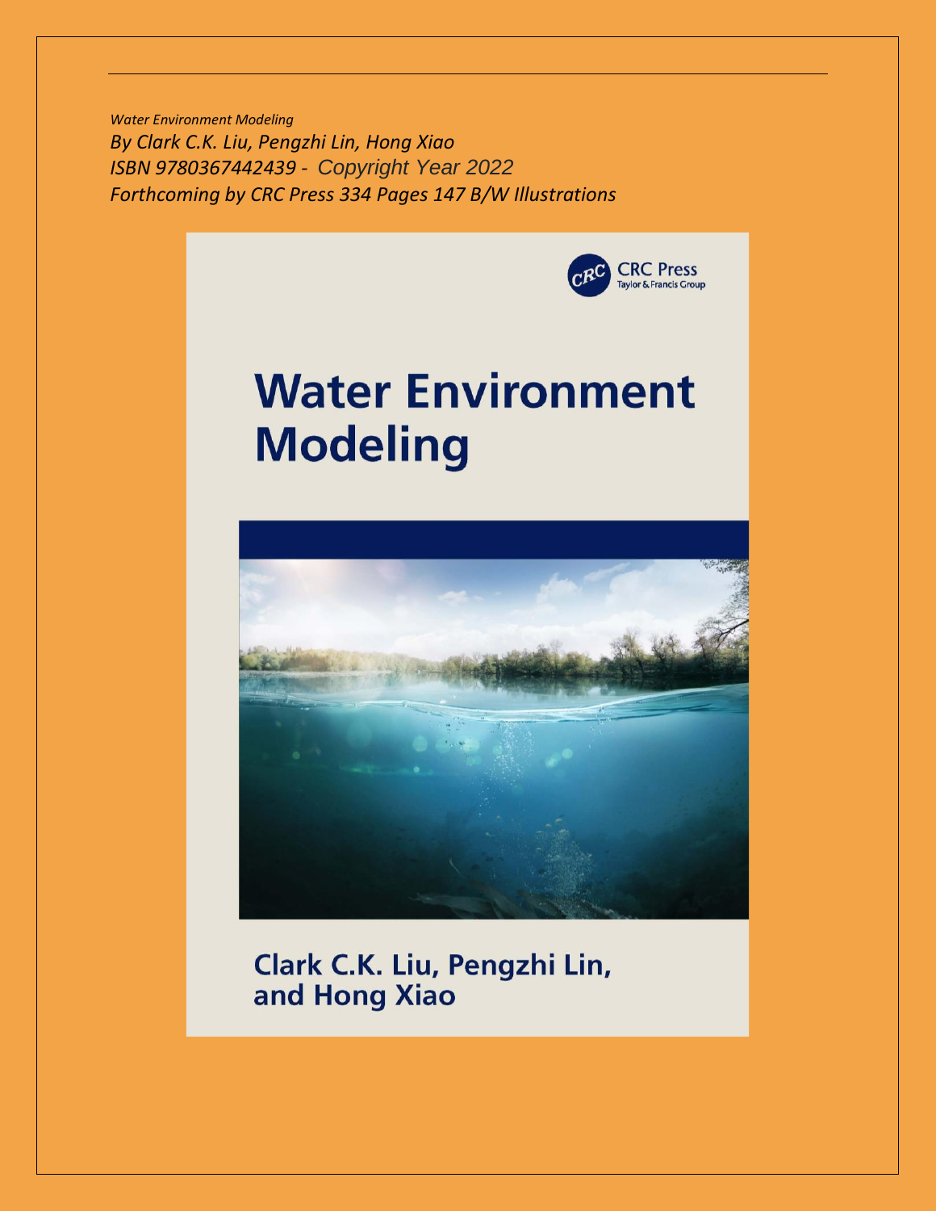*Water Environment Modeling*
*By Clark C.K. Liu, Pengzhi Lin, Hong Xiao*
*ISBN 9780367442439 - Copyright Year 2022*
*Forthcoming by CRC Press 334 Pages 147 B/W Illustrations*

CRC Press
Taylor & Francis Group

# Water Environment Modeling

**Clark C.K. Liu, Pengzhi Lin, and Hong Xiao**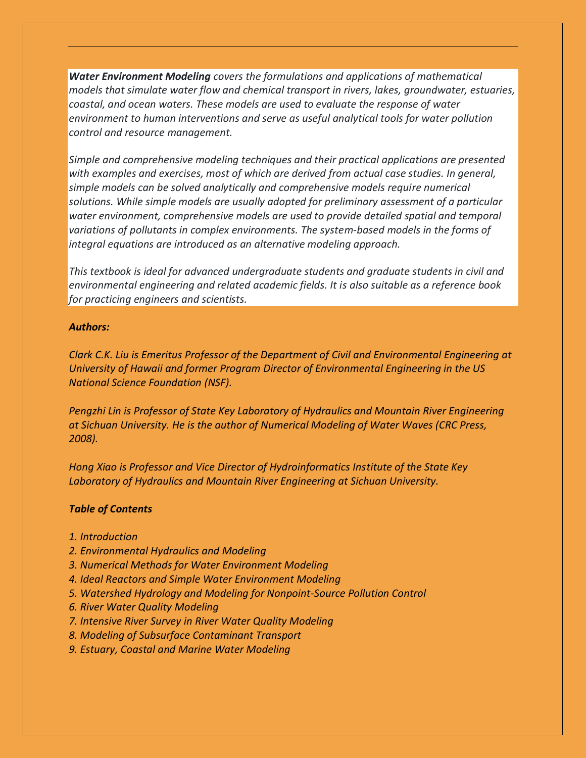***Water Environment Modeling*** *covers the formulations and applications of mathematical models that simulate water flow and chemical transport in rivers, lakes, groundwater, estuaries, coastal, and ocean waters. These models are used to evaluate the response of water environment to human interventions and serve as useful analytical tools for water pollution control and resource management.*

*Simple and comprehensive modeling techniques and their practical applications are presented with examples and exercises, most of which are derived from actual case studies. In general, simple models can be solved analytically and comprehensive models require numerical solutions. While simple models are usually adopted for preliminary assessment of a particular water environment, comprehensive models are used to provide detailed spatial and temporal variations of pollutants in complex environments. The system-based models in the forms of integral equations are introduced as an alternative modeling approach.*

*This textbook is ideal for advanced undergraduate students and graduate students in civil and environmental engineering and related academic fields. It is also suitable as a reference book for practicing engineers and scientists.*

***Authors:***

*Clark C.K. Liu is Emeritus Professor of the Department of Civil and Environmental Engineering at University of Hawaii and former Program Director of Environmental Engineering in the US National Science Foundation (NSF).*

*Pengzhi Lin is Professor of State Key Laboratory of Hydraulics and Mountain River Engineering at Sichuan University. He is the author of Numerical Modeling of Water Waves (CRC Press, 2008).*

*Hong Xiao is Professor and Vice Director of Hydroinformatics Institute of the State Key Laboratory of Hydraulics and Mountain River Engineering at Sichuan University.*

***Table of Contents***

*1. Introduction*
*2. Environmental Hydraulics and Modeling*
*3. Numerical Methods for Water Environment Modeling*
*4. Ideal Reactors and Simple Water Environment Modeling*
*5. Watershed Hydrology and Modeling for Nonpoint-Source Pollution Control*
*6. River Water Quality Modeling*
*7. Intensive River Survey in River Water Quality Modeling*
*8. Modeling of Subsurface Contaminant Transport*
*9. Estuary, Coastal and Marine Water Modeling*